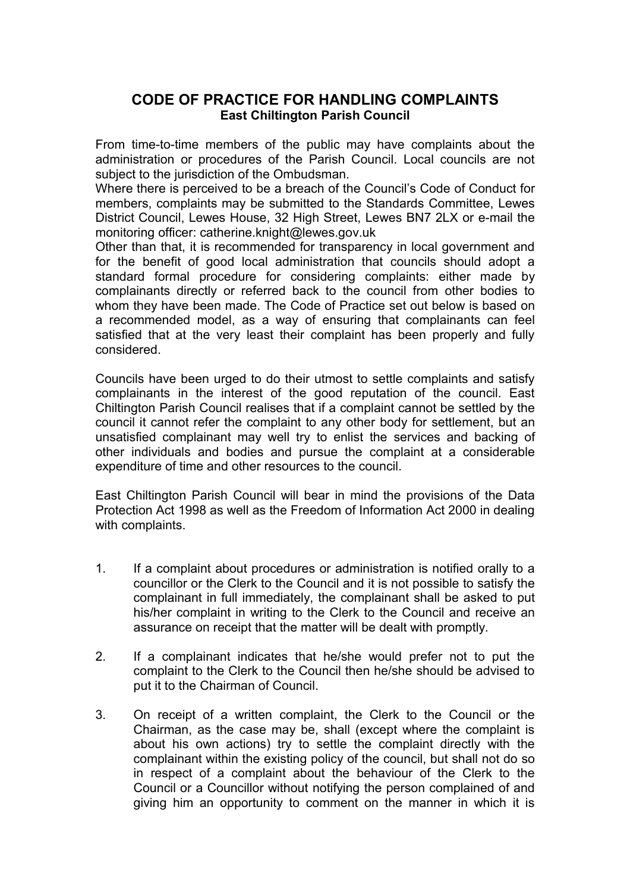# CODE OF PRACTICE FOR HANDLING COMPLAINTS

**East Chiltington Parish Council**

From time-to-time members of the public may have complaints about the administration or procedures of the Parish Council. Local councils are not subject to the jurisdiction of the Ombudsman.

Where there is perceived to be a breach of the Council's Code of Conduct for members, complaints may be submitted to the Standards Committee, Lewes District Council, Lewes House, 32 High Street, Lewes BN7 2LX or e-mail the monitoring officer: catherine.knight@lewes.gov.uk

Other than that, it is recommended for transparency in local government and for the benefit of good local administration that councils should adopt a standard formal procedure for considering complaints: either made by complainants directly or referred back to the council from other bodies to whom they have been made. The Code of Practice set out below is based on a recommended model, as a way of ensuring that complainants can feel satisfied that at the very least their complaint has been properly and fully considered.

Councils have been urged to do their utmost to settle complaints and satisfy complainants in the interest of the good reputation of the council. East Chiltington Parish Council realises that if a complaint cannot be settled by the council it cannot refer the complaint to any other body for settlement, but an unsatisfied complainant may well try to enlist the services and backing of other individuals and bodies and pursue the complaint at a considerable expenditure of time and other resources to the council.

East Chiltington Parish Council will bear in mind the provisions of the Data Protection Act 1998 as well as the Freedom of Information Act 2000 in dealing with complaints.

1. If a complaint about procedures or administration is notified orally to a councillor or the Clerk to the Council and it is not possible to satisfy the complainant in full immediately, the complainant shall be asked to put his/her complaint in writing to the Clerk to the Council and receive an assurance on receipt that the matter will be dealt with promptly.

2. If a complainant indicates that he/she would prefer not to put the complaint to the Clerk to the Council then he/she should be advised to put it to the Chairman of Council.

3. On receipt of a written complaint, the Clerk to the Council or the Chairman, as the case may be, shall (except where the complaint is about his own actions) try to settle the complaint directly with the complainant within the existing policy of the council, but shall not do so in respect of a complaint about the behaviour of the Clerk to the Council or a Councillor without notifying the person complained of and giving him an opportunity to comment on the manner in which it is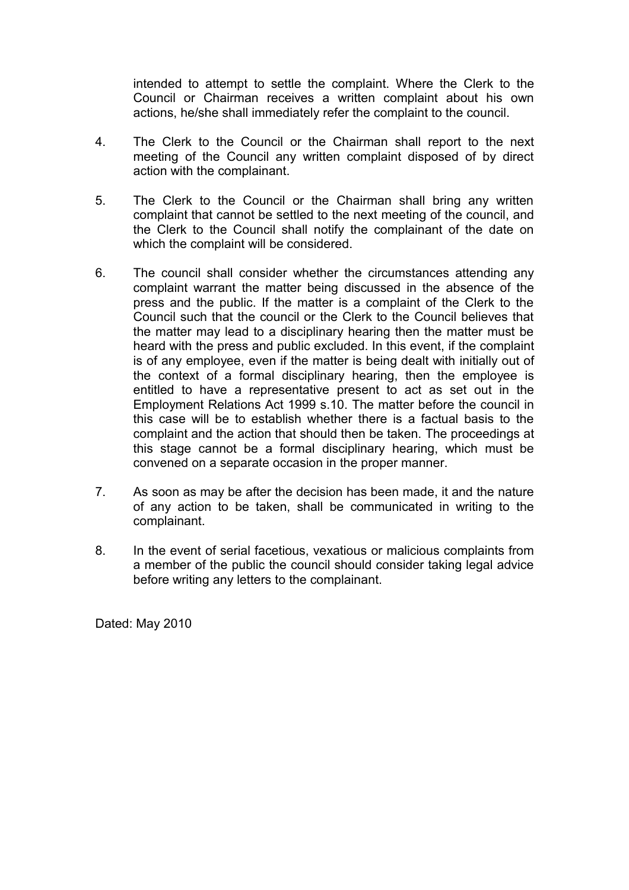intended to attempt to settle the complaint. Where the Clerk to the Council or Chairman receives a written complaint about his own actions, he/she shall immediately refer the complaint to the council.

4. The Clerk to the Council or the Chairman shall report to the next meeting of the Council any written complaint disposed of by direct action with the complainant.

5. The Clerk to the Council or the Chairman shall bring any written complaint that cannot be settled to the next meeting of the council, and the Clerk to the Council shall notify the complainant of the date on which the complaint will be considered.

6. The council shall consider whether the circumstances attending any complaint warrant the matter being discussed in the absence of the press and the public. If the matter is a complaint of the Clerk to the Council such that the council or the Clerk to the Council believes that the matter may lead to a disciplinary hearing then the matter must be heard with the press and public excluded. In this event, if the complaint is of any employee, even if the matter is being dealt with initially out of the context of a formal disciplinary hearing, then the employee is entitled to have a representative present to act as set out in the Employment Relations Act 1999 s.10. The matter before the council in this case will be to establish whether there is a factual basis to the complaint and the action that should then be taken. The proceedings at this stage cannot be a formal disciplinary hearing, which must be convened on a separate occasion in the proper manner.

7. As soon as may be after the decision has been made, it and the nature of any action to be taken, shall be communicated in writing to the complainant.

8. In the event of serial facetious, vexatious or malicious complaints from a member of the public the council should consider taking legal advice before writing any letters to the complainant.

Dated: May 2010